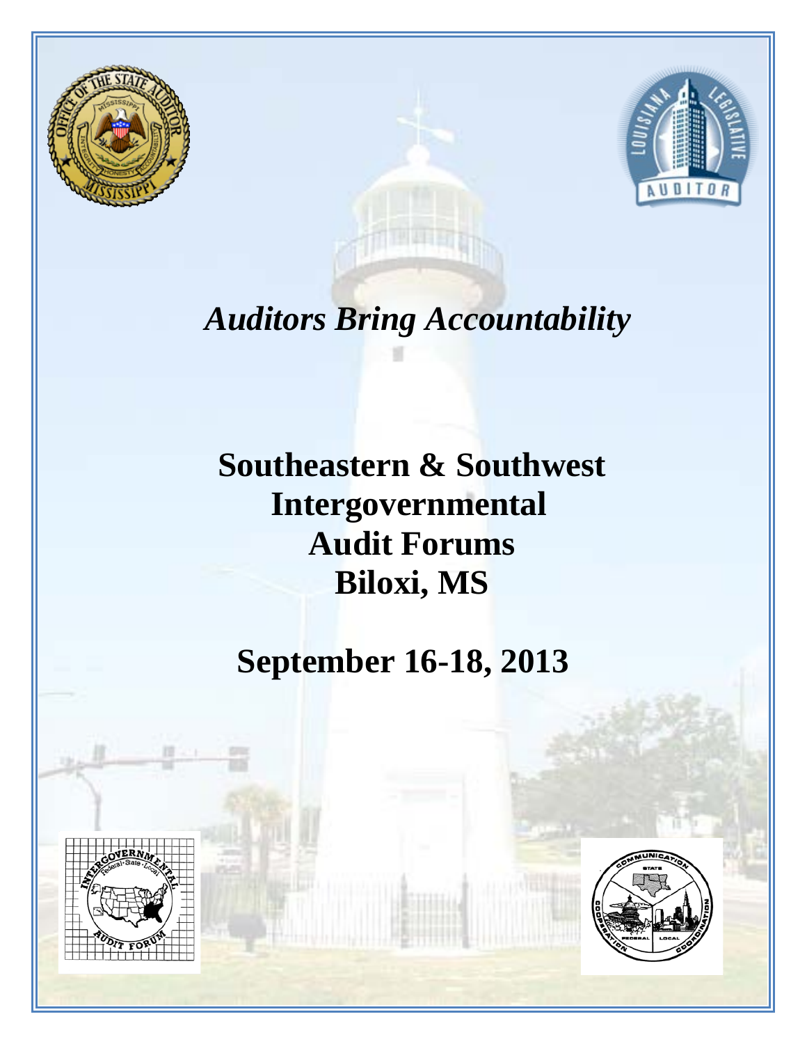*Auditors Bring Accountability*

# Southeastern & Southwest Intergovernmental Audit Forums Biloxi, MS

## September 16-18, 2013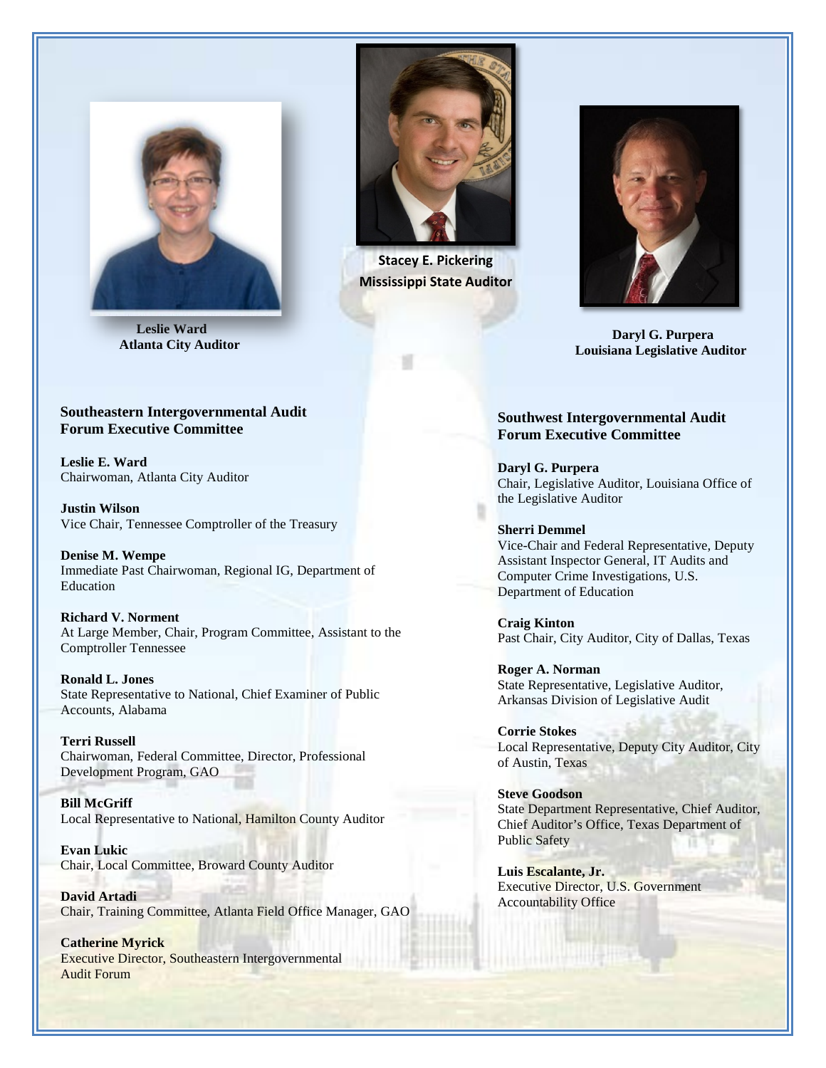**Leslie Ward**
**Atlanta City Auditor**

**Stacey E. Pickering**
**Mississippi State Auditor**

**Daryl G. Purpera**
**Louisiana Legislative Auditor**

### Southeastern Intergovernmental Audit Forum Executive Committee

**Leslie E. Ward**
Chairwoman, Atlanta City Auditor

**Justin Wilson**
Vice Chair, Tennessee Comptroller of the Treasury

**Denise M. Wempe**
Immediate Past Chairwoman, Regional IG, Department of Education

**Richard V. Norment**
At Large Member, Chair, Program Committee, Assistant to the Comptroller Tennessee

**Ronald L. Jones**
State Representative to National, Chief Examiner of Public Accounts, Alabama

**Terri Russell**
Chairwoman, Federal Committee, Director, Professional Development Program, GAO

**Bill McGriff**
Local Representative to National, Hamilton County Auditor

**Evan Lukic**
Chair, Local Committee, Broward County Auditor

**David Artadi**
Chair, Training Committee, Atlanta Field Office Manager, GAO

**Catherine Myrick**
Executive Director, Southeastern Intergovernmental Audit Forum

### Southwest Intergovernmental Audit Forum Executive Committee

**Daryl G. Purpera**
Chair, Legislative Auditor, Louisiana Office of the Legislative Auditor

**Sherri Demmel**
Vice-Chair and Federal Representative, Deputy Assistant Inspector General, IT Audits and Computer Crime Investigations, U.S. Department of Education

**Craig Kinton**
Past Chair, City Auditor, City of Dallas, Texas

**Roger A. Norman**
State Representative, Legislative Auditor, Arkansas Division of Legislative Audit

**Corrie Stokes**
Local Representative, Deputy City Auditor, City of Austin, Texas

**Steve Goodson**
State Department Representative, Chief Auditor, Chief Auditor's Office, Texas Department of Public Safety

**Luis Escalante, Jr.**
Executive Director, U.S. Government Accountability Office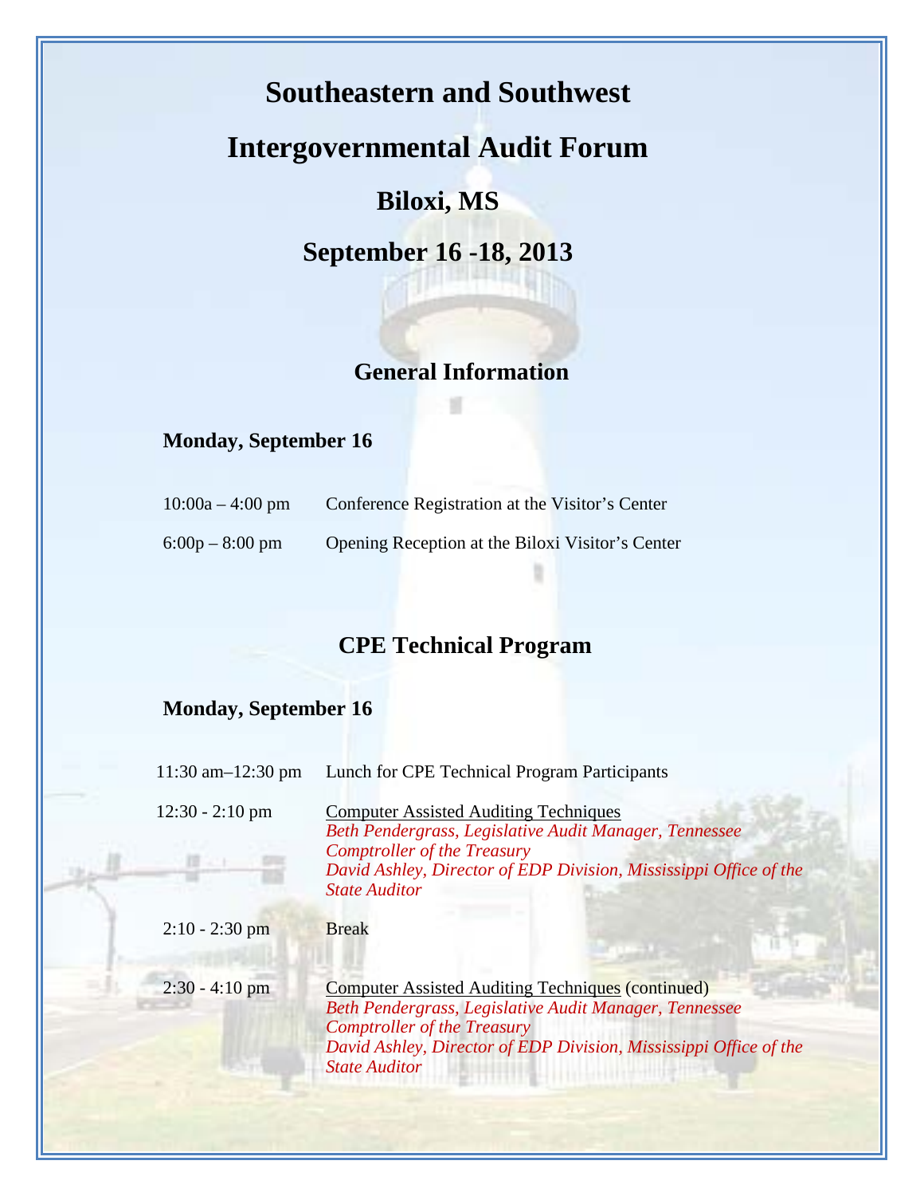# Southeastern and Southwest

# Intergovernmental Audit Forum

## Biloxi, MS

## September 16 -18, 2013

### General Information

**Monday, September 16**

| | |
|---|---|
| 10:00a – 4:00 pm | Conference Registration at the Visitor's Center |
| 6:00p – 8:00 pm | Opening Reception at the Biloxi Visitor's Center |

### CPE Technical Program

**Monday, September 16**

| | |
|---|---|
| 11:30 am–12:30 pm | Lunch for CPE Technical Program Participants |
| 12:30 - 2:10 pm | Computer Assisted Auditing Techniques<br>*Beth Pendergrass, Legislative Audit Manager, Tennessee Comptroller of the Treasury*<br>*David Ashley, Director of EDP Division, Mississippi Office of the State Auditor* |
| 2:10 - 2:30 pm | Break |
| 2:30 - 4:10 pm | Computer Assisted Auditing Techniques (continued)<br>*Beth Pendergrass, Legislative Audit Manager, Tennessee Comptroller of the Treasury*<br>*David Ashley, Director of EDP Division, Mississippi Office of the State Auditor* |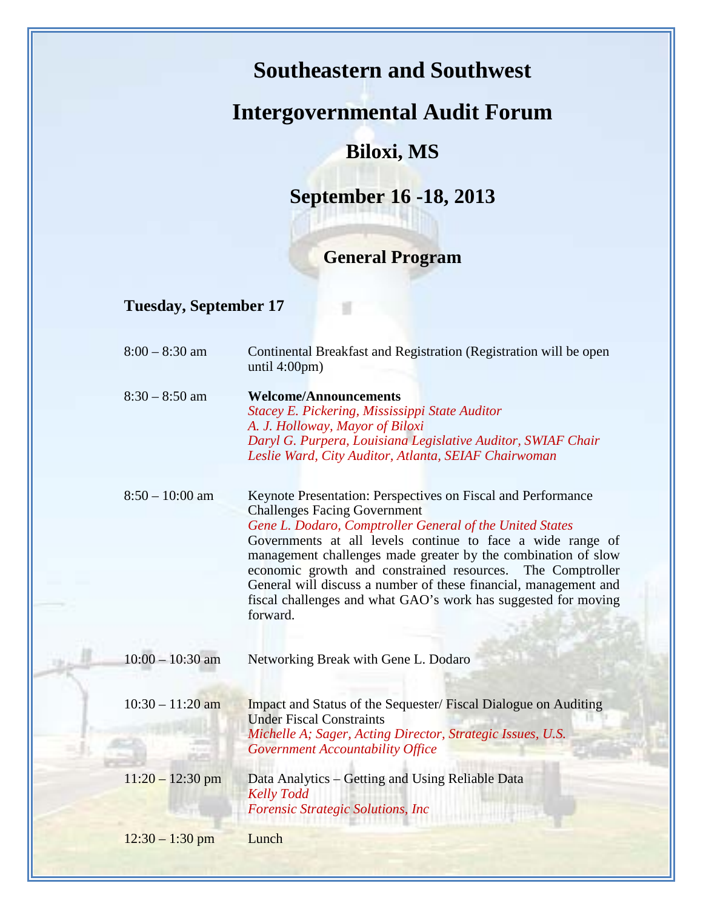# Southeastern and Southwest

# Intergovernmental Audit Forum

## Biloxi, MS

## September 16 -18, 2013

### General Program

**Tuesday, September 17**

| | |
|---|---|
| 8:00 – 8:30 am | Continental Breakfast and Registration (Registration will be open until 4:00pm) |
| 8:30 – 8:50 am | **Welcome/Announcements**<br>*Stacey E. Pickering, Mississippi State Auditor*<br>*A. J. Holloway, Mayor of Biloxi*<br>*Daryl G. Purpera, Louisiana Legislative Auditor, SWIAF Chair*<br>*Leslie Ward, City Auditor, Atlanta, SEIAF Chairwoman* |
| 8:50 – 10:00 am | Keynote Presentation: Perspectives on Fiscal and Performance Challenges Facing Government<br>*Gene L. Dodaro, Comptroller General of the United States*<br>Governments at all levels continue to face a wide range of management challenges made greater by the combination of slow economic growth and constrained resources. The Comptroller General will discuss a number of these financial, management and fiscal challenges and what GAO's work has suggested for moving forward. |
| 10:00 – 10:30 am | Networking Break with Gene L. Dodaro |
| 10:30 – 11:20 am | Impact and Status of the Sequester/ Fiscal Dialogue on Auditing Under Fiscal Constraints<br>*Michelle A; Sager, Acting Director, Strategic Issues, U.S. Government Accountability Office* |
| 11:20 – 12:30 pm | Data Analytics – Getting and Using Reliable Data<br>*Kelly Todd*<br>*Forensic Strategic Solutions, Inc* |
| 12:30 – 1:30 pm | Lunch |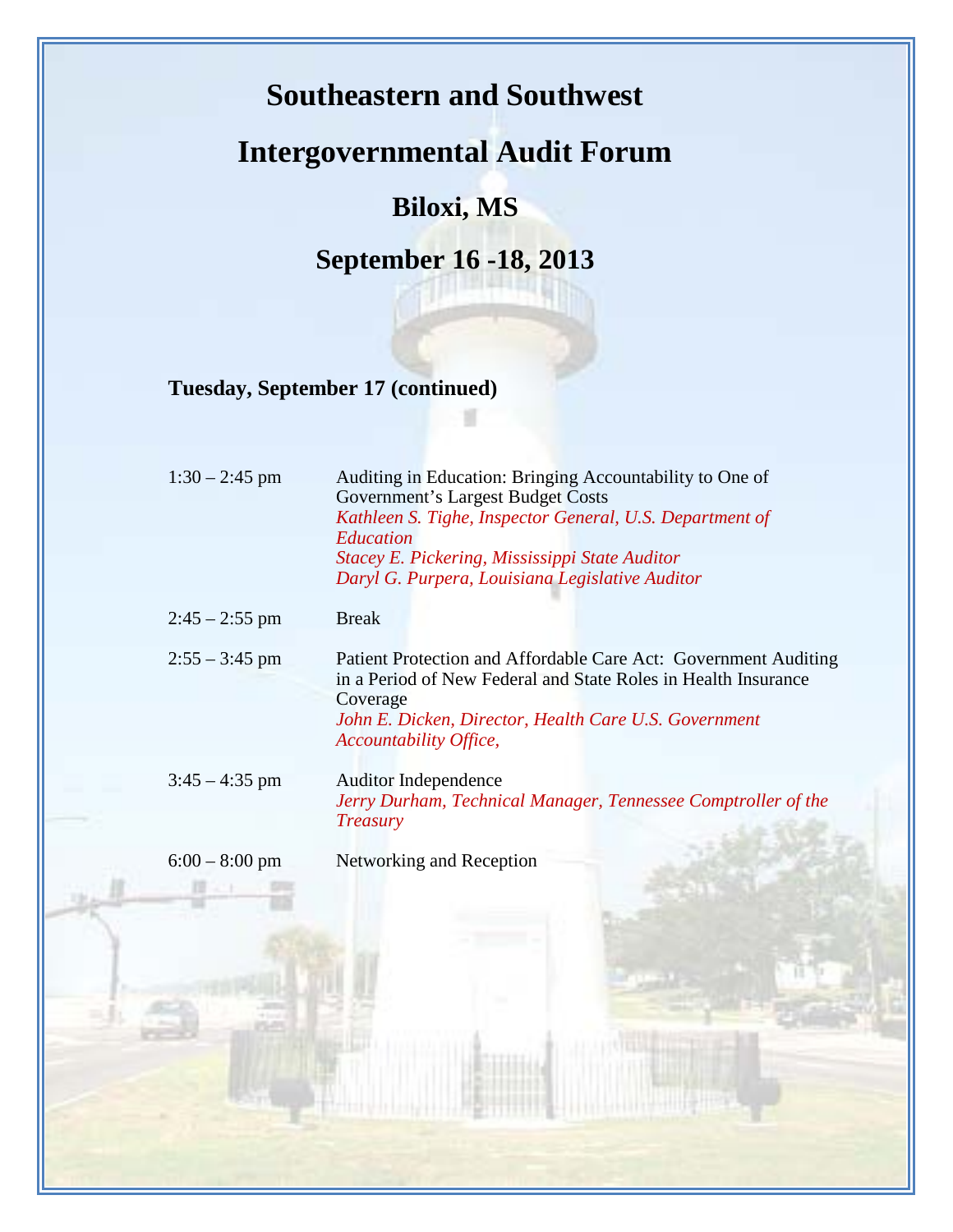# Southeastern and Southwest

# Intergovernmental Audit Forum

## Biloxi, MS

## September 16 -18, 2013

### Tuesday, September 17 (continued)

| | |
|---|---|
| 1:30 – 2:45 pm | Auditing in Education: Bringing Accountability to One of Government's Largest Budget Costs<br>*Kathleen S. Tighe, Inspector General, U.S. Department of Education*<br>*Stacey E. Pickering, Mississippi State Auditor*<br>*Daryl G. Purpera, Louisiana Legislative Auditor* |
| 2:45 – 2:55 pm | Break |
| 2:55 – 3:45 pm | Patient Protection and Affordable Care Act: Government Auditing in a Period of New Federal and State Roles in Health Insurance Coverage<br>*John E. Dicken, Director, Health Care U.S. Government Accountability Office,* |
| 3:45 – 4:35 pm | Auditor Independence<br>*Jerry Durham, Technical Manager, Tennessee Comptroller of the Treasury* |
| 6:00 – 8:00 pm | Networking and Reception |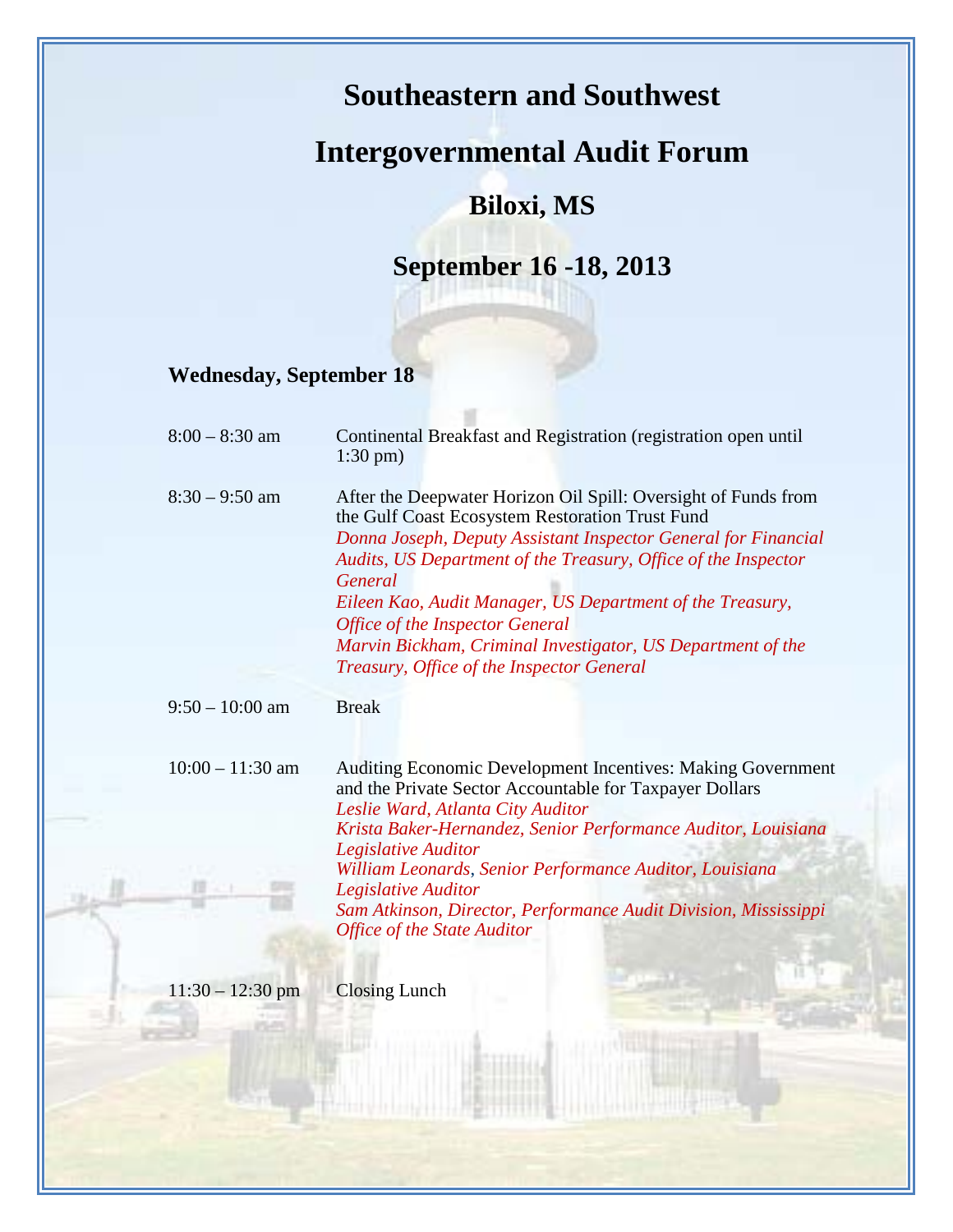# Southeastern and Southwest

# Intergovernmental Audit Forum

## Biloxi, MS

## September 16 -18, 2013

### Wednesday, September 18

| | |
|---|---|
| 8:00 – 8:30 am | Continental Breakfast and Registration (registration open until 1:30 pm) |
| 8:30 – 9:50 am | After the Deepwater Horizon Oil Spill: Oversight of Funds from the Gulf Coast Ecosystem Restoration Trust Fund<br>*Donna Joseph, Deputy Assistant Inspector General for Financial Audits, US Department of the Treasury, Office of the Inspector General*<br>*Eileen Kao, Audit Manager, US Department of the Treasury, Office of the Inspector General*<br>*Marvin Bickham, Criminal Investigator, US Department of the Treasury, Office of the Inspector General* |
| 9:50 – 10:00 am | Break |
| 10:00 – 11:30 am | Auditing Economic Development Incentives: Making Government and the Private Sector Accountable for Taxpayer Dollars<br>*Leslie Ward, Atlanta City Auditor*<br>*Krista Baker-Hernandez, Senior Performance Auditor, Louisiana Legislative Auditor*<br>*William Leonards, Senior Performance Auditor, Louisiana Legislative Auditor*<br>*Sam Atkinson, Director, Performance Audit Division, Mississippi Office of the State Auditor* |
| 11:30 – 12:30 pm | Closing Lunch |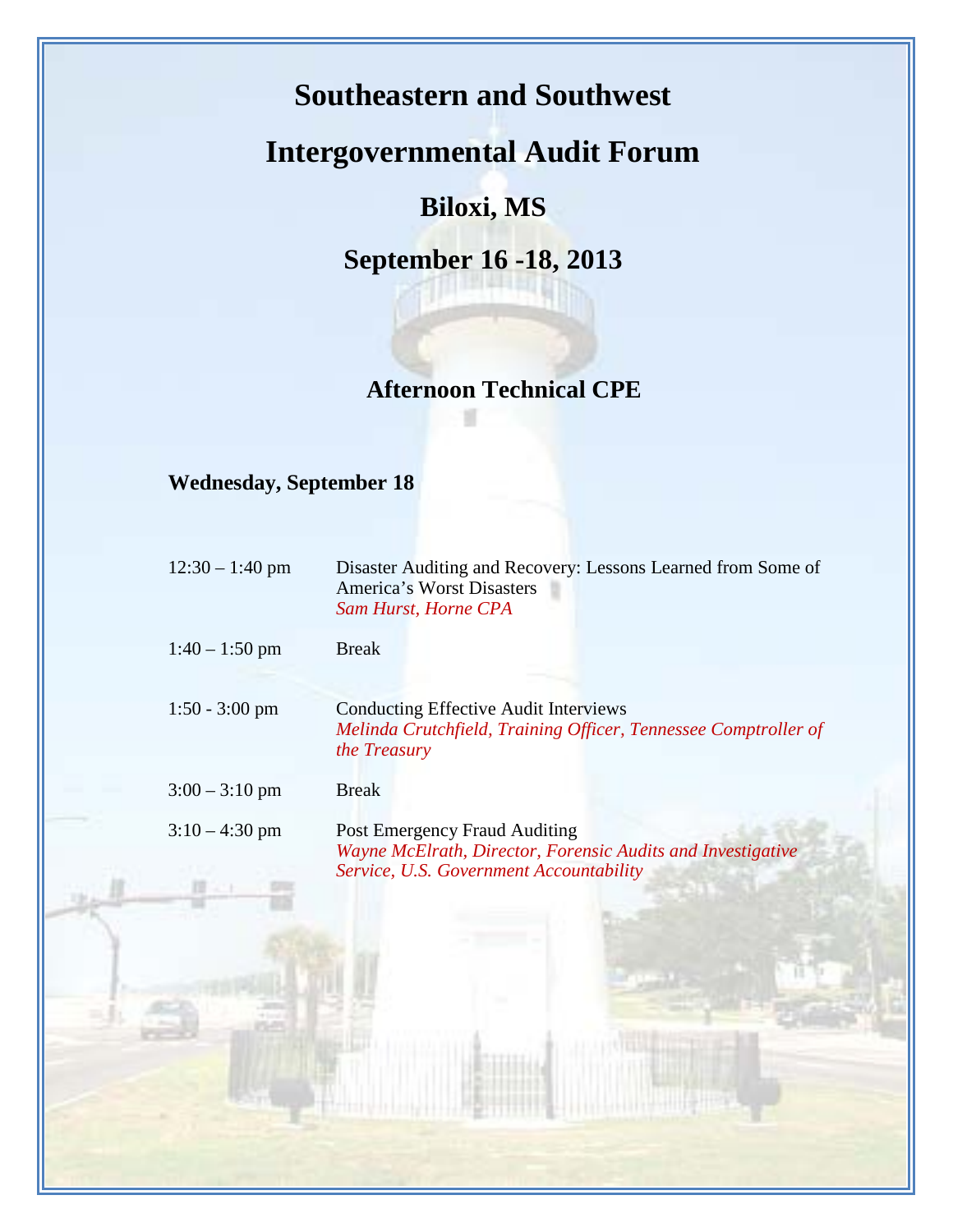# Southeastern and Southwest

# Intergovernmental Audit Forum

## Biloxi, MS

## September 16 -18, 2013

### Afternoon Technical CPE

**Wednesday, September 18**

| | |
|---|---|
| 12:30 – 1:40 pm | Disaster Auditing and Recovery: Lessons Learned from Some of America's Worst Disasters<br>*Sam Hurst, Horne CPA* |
| 1:40 – 1:50 pm | Break |
| 1:50 - 3:00 pm | Conducting Effective Audit Interviews<br>*Melinda Crutchfield, Training Officer, Tennessee Comptroller of the Treasury* |
| 3:00 – 3:10 pm | Break |
| 3:10 – 4:30 pm | Post Emergency Fraud Auditing<br>*Wayne McElrath, Director, Forensic Audits and Investigative Service, U.S. Government Accountability* |